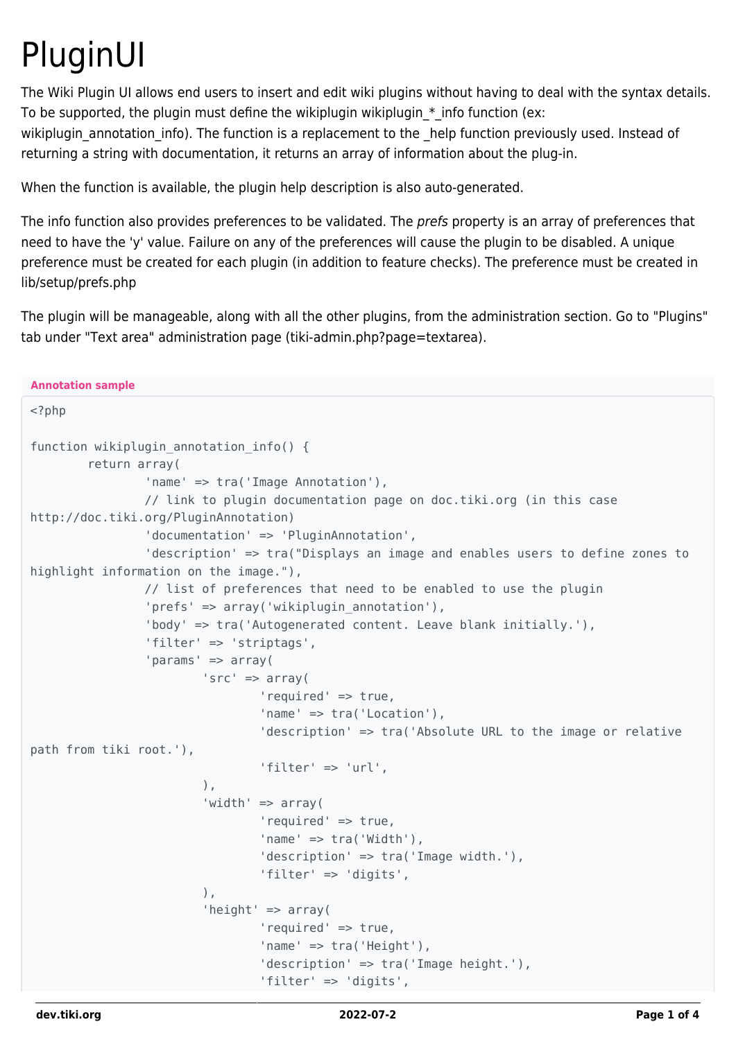# PluginUI

The Wiki Plugin UI allows end users to insert and edit wiki plugins without having to deal with the syntax details. To be supported, the plugin must define the wikiplugin wikiplugin_*_info function (ex: wikiplugin_annotation_info). The function is a replacement to the _help function previously used. Instead of returning a string with documentation, it returns an array of information about the plug-in.

When the function is available, the plugin help description is also auto-generated.

The info function also provides preferences to be validated. The *prefs* property is an array of preferences that need to have the 'y' value. Failure on any of the preferences will cause the plugin to be disabled. A unique preference must be created for each plugin (in addition to feature checks). The preference must be created in lib/setup/prefs.php

The plugin will be manageable, along with all the other plugins, from the administration section. Go to "Plugins" tab under "Text area" administration page (tiki-admin.php?page=textarea).

**Annotation sample**

```php
<?php

function wikiplugin_annotation_info() {
        return array(
                'name' => tra('Image Annotation'),
                // link to plugin documentation page on doc.tiki.org (in this case
http://doc.tiki.org/PluginAnnotation)
                'documentation' => 'PluginAnnotation',
                'description' => tra("Displays an image and enables users to define zones to
highlight information on the image."),
                // list of preferences that need to be enabled to use the plugin
                'prefs' => array('wikiplugin_annotation'),
                'body' => tra('Autogenerated content. Leave blank initially.'),
                'filter' => 'striptags',
                'params' => array(
                        'src' => array(
                                'required' => true,
                                'name' => tra('Location'),
                                'description' => tra('Absolute URL to the image or relative
path from tiki root.'),
                                'filter' => 'url',
                        ),
                        'width' => array(
                                'required' => true,
                                'name' => tra('Width'),
                                'description' => tra('Image width.'),
                                'filter' => 'digits',
                        ),
                        'height' => array(
                                'required' => true,
                                'name' => tra('Height'),
                                'description' => tra('Image height.'),
                                'filter' => 'digits',
```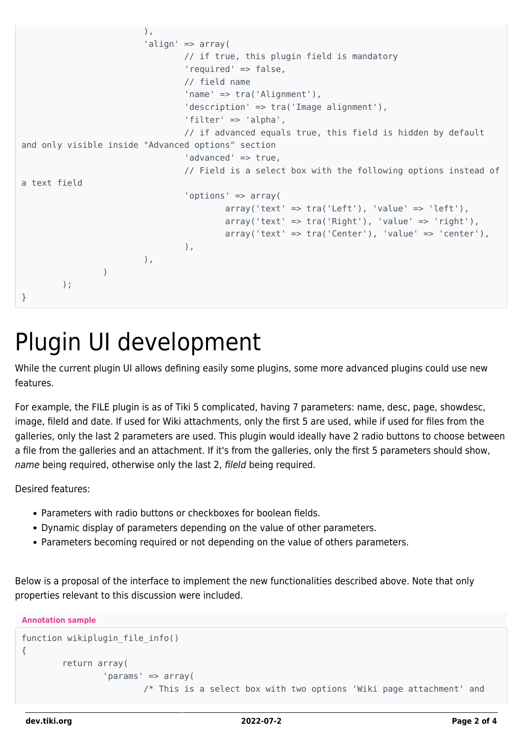```
                        ),
                        'align' => array(
                                // if true, this plugin field is mandatory
                                'required' => false,
                                // field name
                                'name' => tra('Alignment'),
                                'description' => tra('Image alignment'),
                                'filter' => 'alpha',
                                // if advanced equals true, this field is hidden by default
and only visible inside "Advanced options" section
                                'advanced' => true,
                                // Field is a select box with the following options instead of
a text field
                                'options' => array(
                                        array('text' => tra('Left'), 'value' => 'left'),
                                        array('text' => tra('Right'), 'value' => 'right'),
                                        array('text' => tra('Center'), 'value' => 'center'),
                                ),
                        ),
                )
        );
}
```

# Plugin UI development

While the current plugin UI allows defining easily some plugins, some more advanced plugins could use new features.

For example, the FILE plugin is as of Tiki 5 complicated, having 7 parameters: name, desc, page, showdesc, image, fileId and date. If used for Wiki attachments, only the first 5 are used, while if used for files from the galleries, only the last 2 parameters are used. This plugin would ideally have 2 radio buttons to choose between a file from the galleries and an attachment. If it's from the galleries, only the first 5 parameters should show, *name* being required, otherwise only the last 2, *fileId* being required.

Desired features:

- Parameters with radio buttons or checkboxes for boolean fields.
- Dynamic display of parameters depending on the value of other parameters.
- Parameters becoming required or not depending on the value of others parameters.

Below is a proposal of the interface to implement the new functionalities described above. Note that only properties relevant to this discussion were included.

**Annotation sample**

```
function wikiplugin_file_info()
{
        return array(
                'params' => array(
                        /* This is a select box with two options 'Wiki page attachment' and
```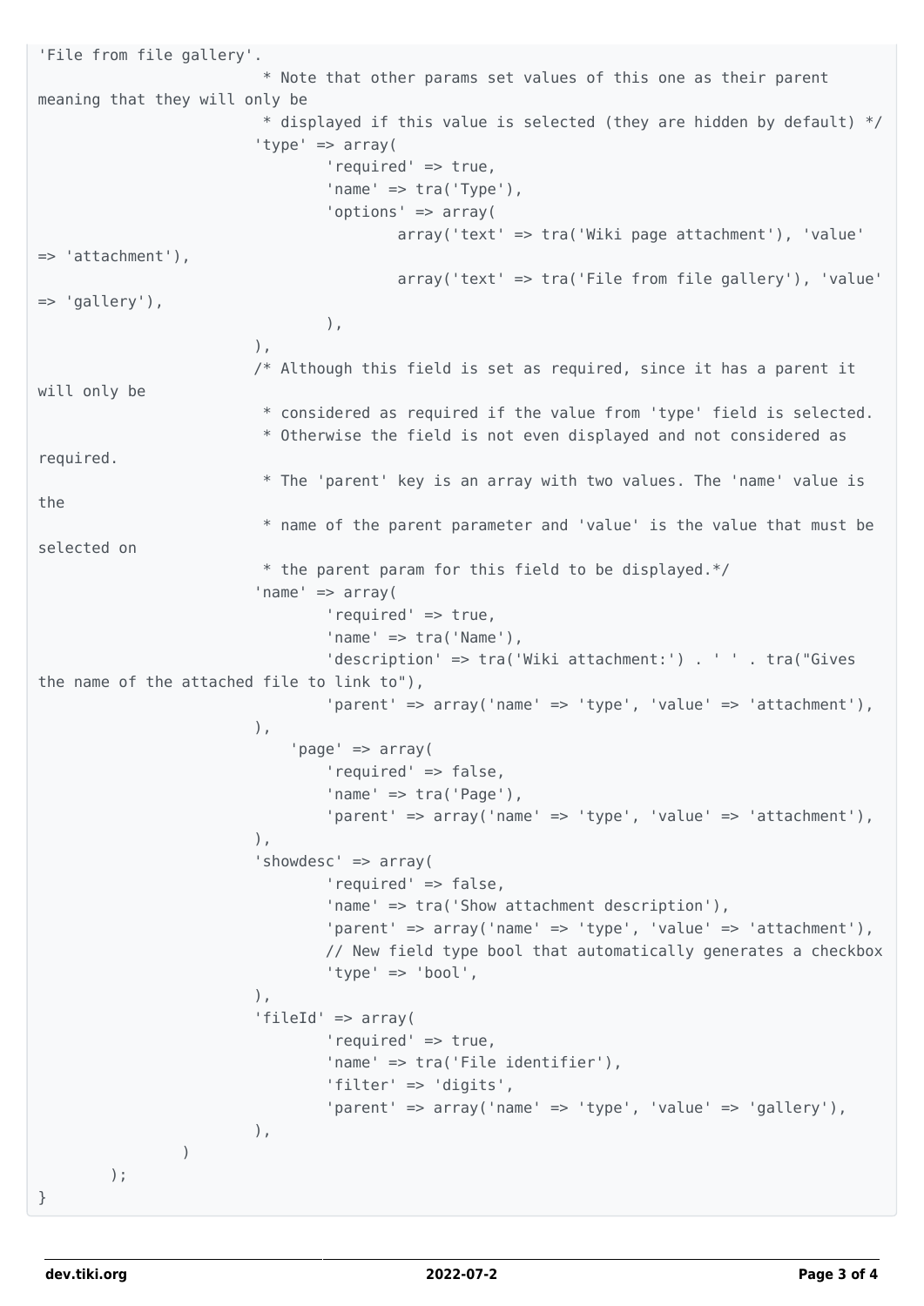```
'File from file gallery'.
                         * Note that other params set values of this one as their parent
meaning that they will only be
                         * displayed if this value is selected (they are hidden by default) */
                        'type' => array(
                                'required' => true,
                                'name' => tra('Type'),
                                'options' => array(
                                        array('text' => tra('Wiki page attachment'), 'value'
=> 'attachment'),
                                        array('text' => tra('File from file gallery'), 'value'
=> 'gallery'),
                                ),
                        ),
                        /* Although this field is set as required, since it has a parent it
will only be
                         * considered as required if the value from 'type' field is selected.
                         * Otherwise the field is not even displayed and not considered as
required.
                         * The 'parent' key is an array with two values. The 'name' value is
the
                         * name of the parent parameter and 'value' is the value that must be
selected on
                         * the parent param for this field to be displayed.*/
                        'name' => array(
                                'required' => true,
                                'name' => tra('Name'),
                                'description' => tra('Wiki attachment:') . ' ' . tra("Gives
the name of the attached file to link to"),
                                'parent' => array('name' => 'type', 'value' => 'attachment'),
                        ),
                            'page' => array(
                                'required' => false,
                                'name' => tra('Page'),
                                'parent' => array('name' => 'type', 'value' => 'attachment'),
                        ),
                        'showdesc' => array(
                                'required' => false,
                                'name' => tra('Show attachment description'),
                                'parent' => array('name' => 'type', 'value' => 'attachment'),
                                // New field type bool that automatically generates a checkbox
                                'type' => 'bool',
                        ),
                        'fileId' => array(
                                'required' => true,
                                'name' => tra('File identifier'),
                                'filter' => 'digits',
                                'parent' => array('name' => 'type', 'value' => 'gallery'),
                        ),
                )
        );
}
```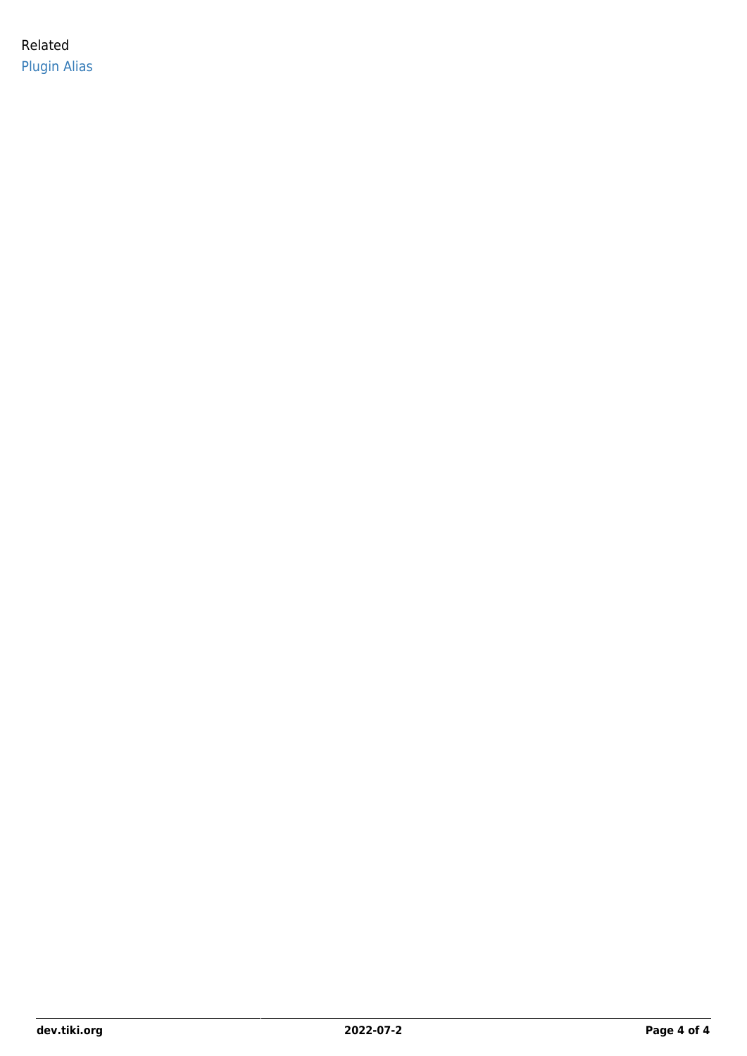Related

Plugin Alias